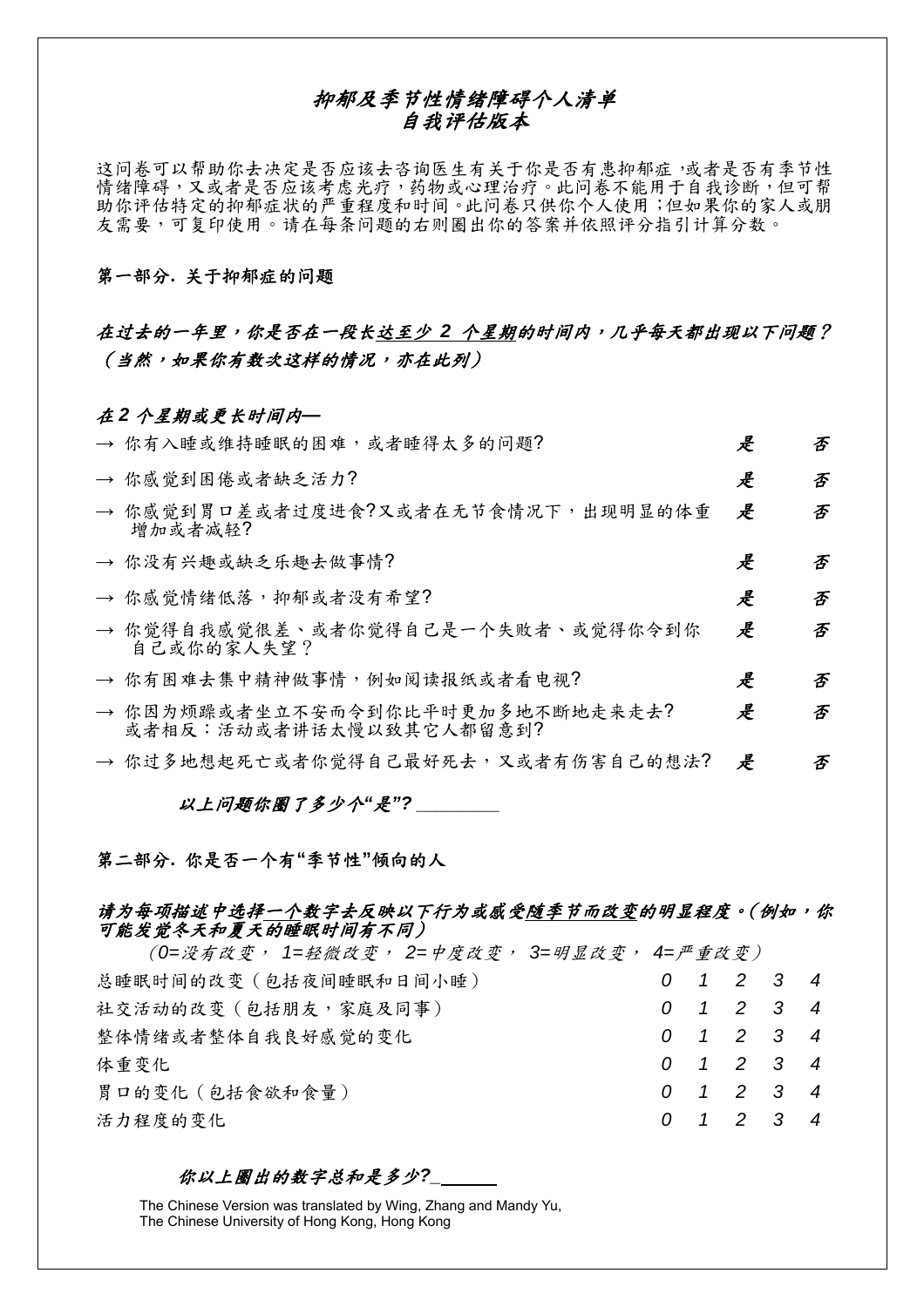# *抑郁及季节性情绪障碍个人清单*
## *自我评估版本*

这问卷可以帮助你去决定是否应该去咨询医生有关于你是否有患抑郁症，或者是否有季节性情绪障碍，又或者是否应该考虑光疗，药物或心理治疗。此问卷不能用于自我诊断，但可帮助你评估特定的抑郁症状的严重程度和时间。此问卷只供你个人使用；但如果你的家人或朋友需要，可复印使用。请在每条问题的右则圈出你的答案并依照评分指引计算分数。

**第一部分. 关于抑郁症的问题**

***在过去的一年里，你是否在一段长达至少 2 个星期的时间内，几乎每天都出现以下问题？（当然，如果你有数次这样的情况，亦在此列）***

***在 2 个星期或更长时间内—***

| | | |
|---|---|---|
| → 你有入睡或维持睡眠的困难，或者睡得太多的问题? | *是* | *否* |
| → 你感觉到困倦或者缺乏活力? | *是* | *否* |
| → 你感觉到胃口差或者过度进食?又或者在无节食情况下，出现明显的体重增加或者减轻? | *是* | *否* |
| → 你没有兴趣或缺乏乐趣去做事情? | *是* | *否* |
| → 你感觉情绪低落，抑郁或者没有希望? | *是* | *否* |
| → 你觉得自我感觉很差、或者你觉得自己是一个失败者、或觉得你令到你自己或你的家人失望？ | *是* | *否* |
| → 你有困难去集中精神做事情，例如阅读报纸或者看电视? | *是* | *否* |
| → 你因为烦躁或者坐立不安而令到你比平时更加多地不断地走来走去? 或者相反：活动或者讲话太慢以致其它人都留意到? | *是* | *否* |
| → 你过多地想起死亡或者你觉得自己最好死去，又或者有伤害自己的想法? | *是* | *否* |

***以上问题你圈了多少个"是"? ________***

**第二部分. 你是否一个有"季节性"倾向的人**

***请为每项描述中选择一个数字去反映以下行为或感受随季节而改变的明显程度。(例如，你可能发觉冬天和夏天的睡眠时间有不同)***

*(0=没有改变， 1=轻微改变， 2=中度改变， 3=明显改变， 4=严重改变)*

| | | | | | |
|---|---|---|---|---|---|
| 总睡眠时间的改变（包括夜间睡眠和日间小睡） | *0* | *1* | *2* | *3* | *4* |
| 社交活动的改变（包括朋友，家庭及同事） | *0* | *1* | *2* | *3* | *4* |
| 整体情绪或者整体自我良好感觉的变化 | *0* | *1* | *2* | *3* | *4* |
| 体重变化 | *0* | *1* | *2* | *3* | *4* |
| 胃口的变化（包括食欲和食量） | *0* | *1* | *2* | *3* | *4* |
| 活力程度的变化 | *0* | *1* | *2* | *3* | *4* |

***你以上圈出的数字总和是多少?______***

The Chinese Version was translated by Wing, Zhang and Mandy Yu,
The Chinese University of Hong Kong, Hong Kong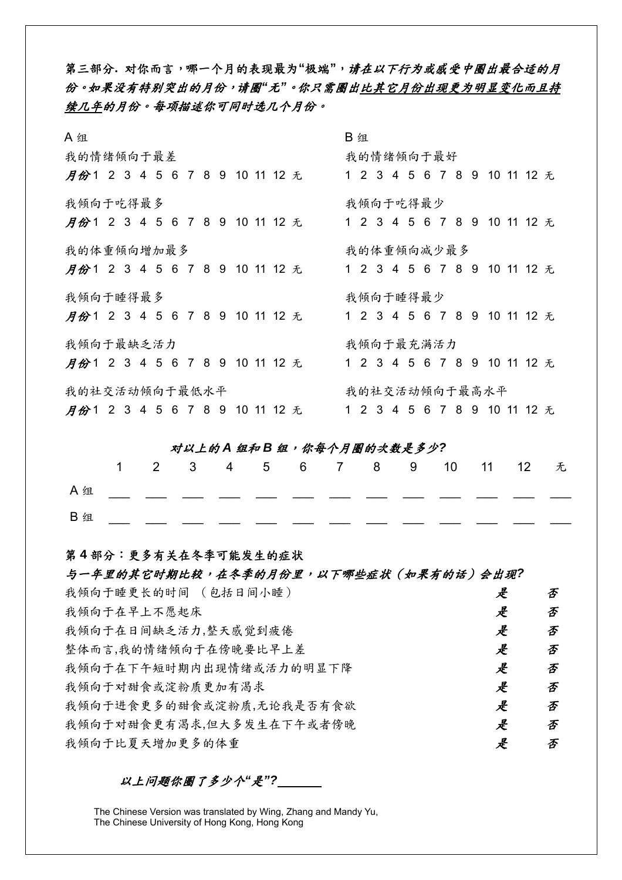**第三部分. 对你而言，哪一个月的表现最为"极端"，*请在以下行为或感受中圈出最合适的月份。如果没有特别突出的月份，请圈"无"。你只需圈出比其它月份出现更为明显变化而且持续几年的月份。每项描述你可同时选几个月份。***

A 组

我的情绪倾向于最差

***月份*** 1 2 3 4 5 6 7 8 9 10 11 12 无

我倾向于吃得最多

***月份*** 1 2 3 4 5 6 7 8 9 10 11 12 无

我的体重倾向增加最多

***月份*** 1 2 3 4 5 6 7 8 9 10 11 12 无

我倾向于睡得最多

***月份*** 1 2 3 4 5 6 7 8 9 10 11 12 无

我倾向于最缺乏活力

***月份*** 1 2 3 4 5 6 7 8 9 10 11 12 无

我的社交活动倾向于最低水平

***月份*** 1 2 3 4 5 6 7 8 9 10 11 12 无

B 组

我的情绪倾向于最好

1 2 3 4 5 6 7 8 9 10 11 12 无

我倾向于吃得最少

1 2 3 4 5 6 7 8 9 10 11 12 无

我的体重倾向减少最多

1 2 3 4 5 6 7 8 9 10 11 12 无

我倾向于睡得最少

1 2 3 4 5 6 7 8 9 10 11 12 无

我倾向于最充满活力

1 2 3 4 5 6 7 8 9 10 11 12 无

我的社交活动倾向于最高水平

1 2 3 4 5 6 7 8 9 10 11 12 无

***对以上的 A 组和 B 组，你每个月圈的次数是多少?***

| | 1 | 2 | 3 | 4 | 5 | 6 | 7 | 8 | 9 | 10 | 11 | 12 | 无 |
|---|---|---|---|---|---|---|---|---|---|---|---|---|---|
| A 组 | ___ | ___ | ___ | ___ | ___ | ___ | ___ | ___ | ___ | ___ | ___ | ___ | ___ |
| B 组 | ___ | ___ | ___ | ___ | ___ | ___ | ___ | ___ | ___ | ___ | ___ | ___ | ___ |

**第 4 部分：更多有关在冬季可能发生的症状**

***与一年里的其它时期比较，在冬季的月份里，以下哪些症状（如果有的话）会出现?***

| | | |
|---|---|---|
| 我倾向于睡更长的时间 （包括日间小睡） | ***是*** | ***否*** |
| 我倾向于在早上不愿起床 | ***是*** | ***否*** |
| 我倾向于在日间缺乏活力,整天感觉到疲倦 | ***是*** | ***否*** |
| 整体而言,我的情绪倾向于在傍晚要比早上差 | ***是*** | ***否*** |
| 我倾向于在下午短时期内出现情绪或活力的明显下降 | ***是*** | ***否*** |
| 我倾向于对甜食或淀粉质更加有渴求 | ***是*** | ***否*** |
| 我倾向于进食更多的甜食或淀粉质,无论我是否有食欲 | ***是*** | ***否*** |
| 我倾向于对甜食更有渴求,但大多发生在下午或者傍晚 | ***是*** | ***否*** |
| 我倾向于比夏天增加更多的体重 | ***是*** | ***否*** |

***以上问题你圈了多少个"是"?______***

The Chinese Version was translated by Wing, Zhang and Mandy Yu,
The Chinese University of Hong Kong, Hong Kong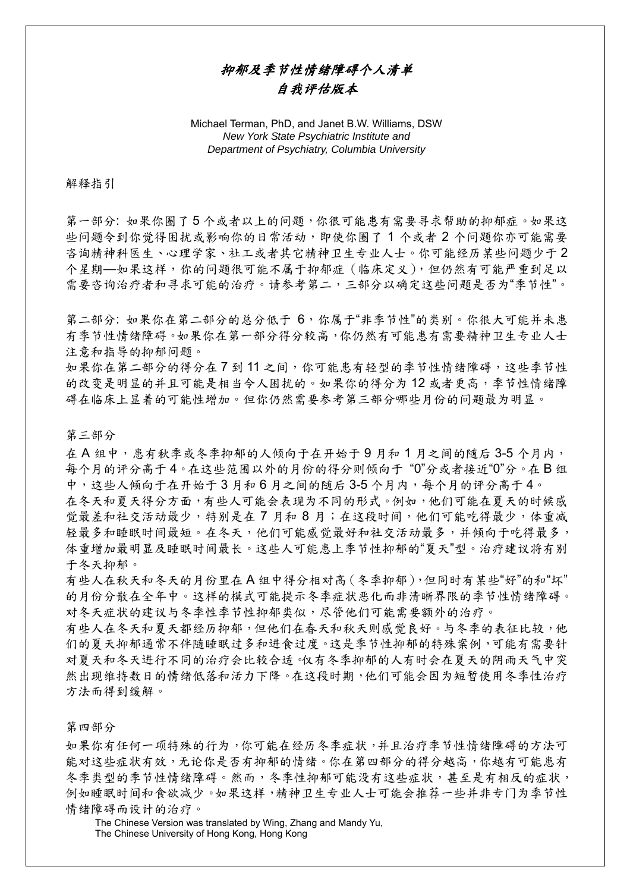# *抑郁及季节性情绪障碍个人清单*

## *自我评估版本*

Michael Terman, PhD, and Janet B.W. Williams, DSW
*New York State Psychiatric Institute and*
*Department of Psychiatry, Columbia University*

解释指引

第一部分: 如果你圈了 5 个或者以上的问题，你很可能患有需要寻求帮助的抑郁症。如果这些问题令到你觉得困扰或影响你的日常活动，即使你圈了 1 个或者 2 个问题你亦可能需要咨询精神科医生、心理学家、社工或者其它精神卫生专业人士。你可能经历某些问题少于 2 个星期—如果这样，你的问题很可能不属于抑郁症（临床定义），但仍然有可能严重到足以需要咨询治疗者和寻求可能的治疗。请参考第二，三部分以确定这些问题是否为“季节性”。

第二部分: 如果你在第二部分的总分低于 6，你属于“非季节性”的类别。你很大可能并未患有季节性情绪障碍。如果你在第一部分得分较高，你仍然有可能患有需要精神卫生专业人士注意和指导的抑郁问题。
如果你在第二部分的得分在 7 到 11 之间，你可能患有轻型的季节性情绪障碍，这些季节性的改变是明显的并且可能是相当令人困扰的。如果你的得分为 12 或者更高，季节性情绪障碍在临床上显着的可能性增加。但你仍然需要参考第三部分哪些月份的问题最为明显。

第三部分

在 A 组中，患有秋季或冬季抑郁的人倾向于在开始于 9 月和 1 月之间的随后 3-5 个月内，每个月的评分高于 4。在这些范围以外的月份的得分则倾向于 “0”分或者接近“0”分。在 B 组中，这些人倾向于在开始于 3 月和 6 月之间的随后 3-5 个月内，每个月的评分高于 4。
在冬天和夏天得分方面，有些人可能会表现为不同的形式。例如，他们可能在夏天的时候感觉最差和社交活动最少，特别是在 7 月和 8 月；在这段时间，他们可能吃得最少，体重减轻最多和睡眠时间最短。在冬天，他们可能感觉最好和社交活动最多，并倾向于吃得最多，体重增加最明显及睡眠时间最长。这些人可能患上季节性抑郁的“夏天”型。治疗建议将有别于冬天抑郁。
有些人在秋天和冬天的月份里在 A 组中得分相对高（冬季抑郁），但同时有某些“好”的和“坏”的月份分散在全年中。这样的模式可能提示冬季症状恶化而非清晰界限的季节性情绪障碍。对冬天症状的建议与冬季性季节性抑郁类似，尽管他们可能需要额外的治疗。
有些人在冬天和夏天都经历抑郁，但他们在春天和秋天则感觉良好。与冬季的表征比较，他们的夏天抑郁通常不伴随睡眠过多和进食过度。这是季节性抑郁的特殊案例，可能有需要针对夏天和冬天进行不同的治疗会比较合适。仅有冬季抑郁的人有时会在夏天的阴雨天气中突然出现维持数日的情绪低落和活力下降。在这段时期，他们可能会因为短暂使用冬季性治疗方法而得到缓解。

第四部分

如果你有任何一项特殊的行为，你可能在经历冬季症状，并且治疗季节性情绪障碍的方法可能对这些症状有效，无论你是否有抑郁的情绪。你在第四部分的得分越高，你越有可能患有冬季类型的季节性情绪障碍。然而，冬季性抑郁可能没有这些症状，甚至是有相反的症状，例如睡眠时间和食欲减少。如果这样，精神卫生专业人士可能会推荐一些并非专门为季节性情绪障碍而设计的治疗。

The Chinese Version was translated by Wing, Zhang and Mandy Yu,
The Chinese University of Hong Kong, Hong Kong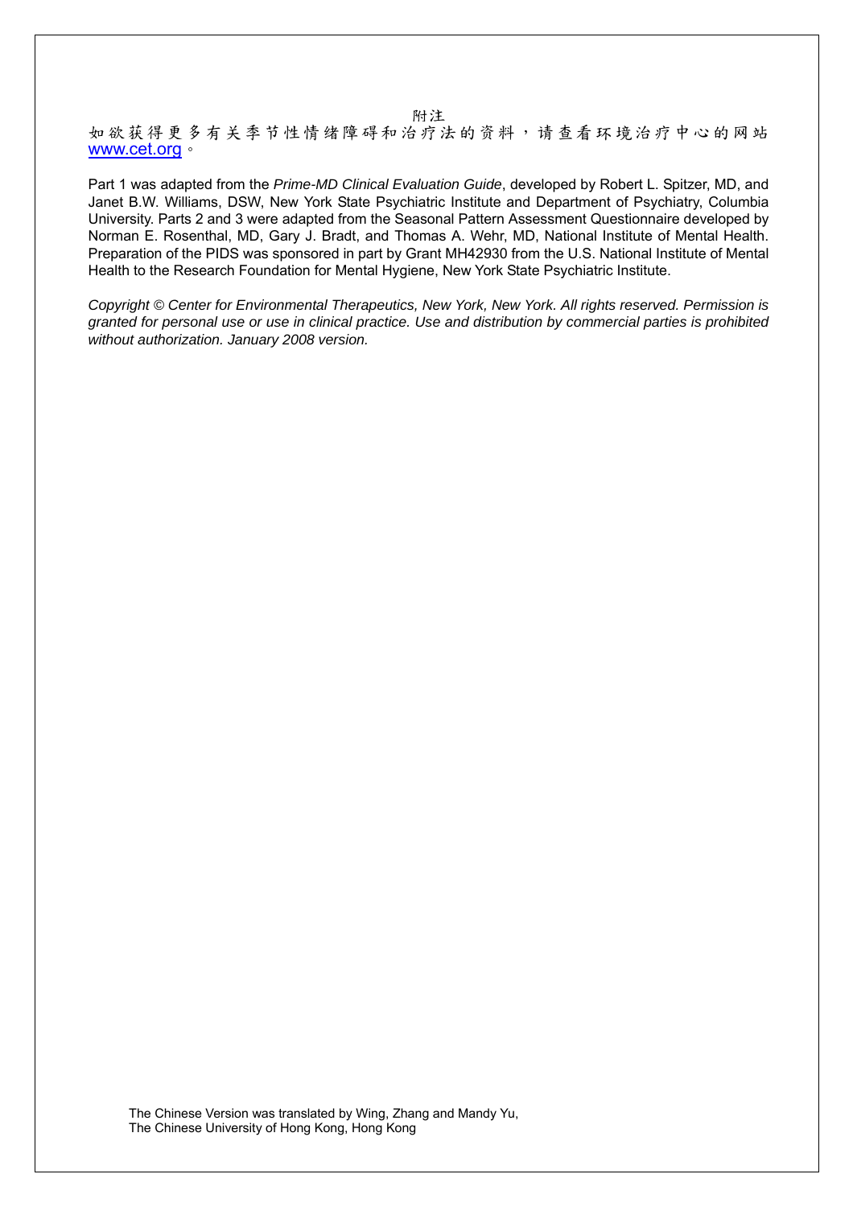附注

如欲获得更多有关季节性情绪障碍和治疗法的资料，请查看环境治疗中心的网站 www.cet.org。

Part 1 was adapted from the *Prime-MD Clinical Evaluation Guide*, developed by Robert L. Spitzer, MD, and Janet B.W. Williams, DSW, New York State Psychiatric Institute and Department of Psychiatry, Columbia University. Parts 2 and 3 were adapted from the Seasonal Pattern Assessment Questionnaire developed by Norman E. Rosenthal, MD, Gary J. Bradt, and Thomas A. Wehr, MD, National Institute of Mental Health. Preparation of the PIDS was sponsored in part by Grant MH42930 from the U.S. National Institute of Mental Health to the Research Foundation for Mental Hygiene, New York State Psychiatric Institute.

*Copyright © Center for Environmental Therapeutics, New York, New York. All rights reserved. Permission is granted for personal use or use in clinical practice. Use and distribution by commercial parties is prohibited without authorization. January 2008 version.*

The Chinese Version was translated by Wing, Zhang and Mandy Yu,
The Chinese University of Hong Kong, Hong Kong